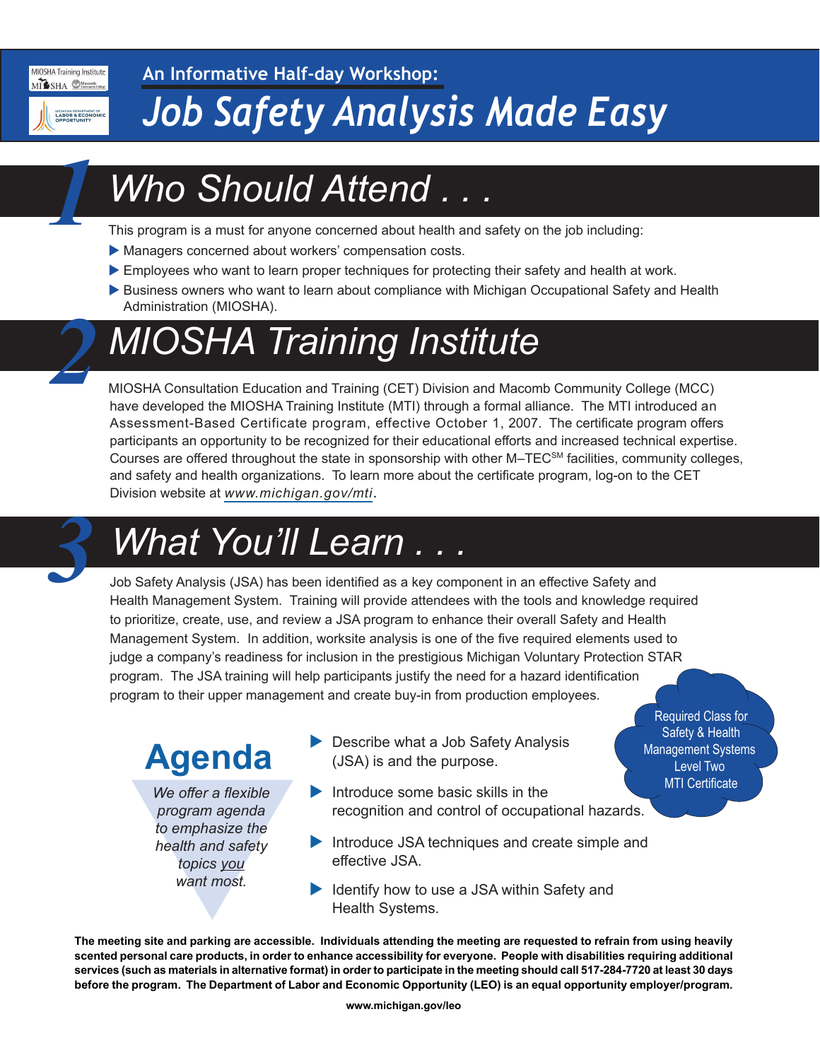MIOSHA Training Institute

An Informative Half-day Workshop:

# Job Safety Analysis Made Easy

## 1 Who Should Attend . . .

This program is a must for anyone concerned about health and safety on the job including:

- Managers concerned about workers' compensation costs.
- Employees who want to learn proper techniques for protecting their safety and health at work.
- Business owners who want to learn about compliance with Michigan Occupational Safety and Health Administration (MIOSHA).

## 2 MIOSHA Training Institute

MIOSHA Consultation Education and Training (CET) Division and Macomb Community College (MCC) have developed the MIOSHA Training Institute (MTI) through a formal alliance. The MTI introduced an Assessment-Based Certificate program, effective October 1, 2007. The certificate program offers participants an opportunity to be recognized for their educational efforts and increased technical expertise. Courses are offered throughout the state in sponsorship with other M–TEC[SM] facilities, community colleges, and safety and health organizations. To learn more about the certificate program, log-on to the CET Division website at *www.michigan.gov/mti*.

## 3 What You'll Learn . . .

Job Safety Analysis (JSA) has been identified as a key component in an effective Safety and Health Management System. Training will provide attendees with the tools and knowledge required to prioritize, create, use, and review a JSA program to enhance their overall Safety and Health Management System. In addition, worksite analysis is one of the five required elements used to judge a company's readiness for inclusion in the prestigious Michigan Voluntary Protection STAR program. The JSA training will help participants justify the need for a hazard identification program to their upper management and create buy-in from production employees.

Required Class for Safety & Health Management Systems Level Two MTI Certificate

## Agenda

*We offer a flexible program agenda to emphasize the health and safety topics you want most.*

- Describe what a Job Safety Analysis (JSA) is and the purpose.
- Introduce some basic skills in the recognition and control of occupational hazards.
- Introduce JSA techniques and create simple and effective JSA.
- Identify how to use a JSA within Safety and Health Systems.

**The meeting site and parking are accessible. Individuals attending the meeting are requested to refrain from using heavily scented personal care products, in order to enhance accessibility for everyone. People with disabilities requiring additional services (such as materials in alternative format) in order to participate in the meeting should call 517-284-7720 at least 30 days before the program. The Department of Labor and Economic Opportunity (LEO) is an equal opportunity employer/program.**

**www.michigan.gov/leo**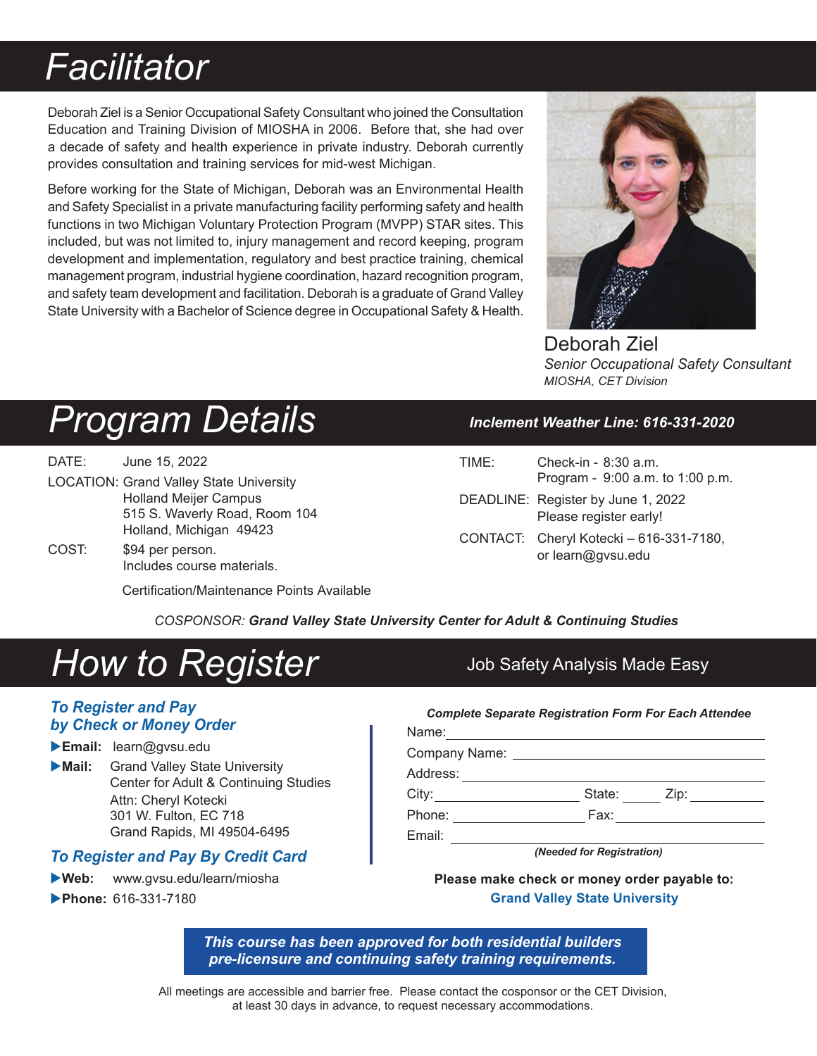# Facilitator

Deborah Ziel is a Senior Occupational Safety Consultant who joined the Consultation Education and Training Division of MIOSHA in 2006. Before that, she had over a decade of safety and health experience in private industry. Deborah currently provides consultation and training services for mid-west Michigan.

Before working for the State of Michigan, Deborah was an Environmental Health and Safety Specialist in a private manufacturing facility performing safety and health functions in two Michigan Voluntary Protection Program (MVPP) STAR sites. This included, but was not limited to, injury management and record keeping, program development and implementation, regulatory and best practice training, chemical management program, industrial hygiene coordination, hazard recognition program, and safety team development and facilitation. Deborah is a graduate of Grand Valley State University with a Bachelor of Science degree in Occupational Safety & Health.

Deborah Ziel
*Senior Occupational Safety Consultant*
*MIOSHA, CET Division*

# Program Details

***Inclement Weather Line: 616-331-2020***

DATE: June 15, 2022

LOCATION: Grand Valley State University
Holland Meijer Campus
515 S. Waverly Road, Room 104
Holland, Michigan 49423

COST: $94 per person.
Includes course materials.

Certification/Maintenance Points Available

TIME: Check-in - 8:30 a.m.
Program - 9:00 a.m. to 1:00 p.m.

DEADLINE: Register by June 1, 2022
Please register early!

CONTACT: Cheryl Kotecki – 616-331-7180,
or learn@gvsu.edu

*COSPONSOR:* ***Grand Valley State University Center for Adult & Continuing Studies***

# How to Register

Job Safety Analysis Made Easy

### *To Register and Pay by Check or Money Order*

- **Email:** learn@gvsu.edu
- **Mail:** Grand Valley State University
Center for Adult & Continuing Studies
Attn: Cheryl Kotecki
301 W. Fulton, EC 718
Grand Rapids, MI 49504-6495

### *To Register and Pay By Credit Card*

- **Web:** www.gvsu.edu/learn/miosha
- **Phone:** 616-331-7180

***Complete Separate Registration Form For Each Attendee***

Name: ____________________

Company Name: ____________________

Address: ____________________

City: __________ State: ______ Zip: ______

Phone: __________ Fax: __________

Email: ____________________

***(Needed for Registration)***

**Please make check or money order payable to:**
**Grand Valley State University**

***This course has been approved for both residential builders pre-licensure and continuing safety training requirements.***

All meetings are accessible and barrier free. Please contact the cosponsor or the CET Division, at least 30 days in advance, to request necessary accommodations.